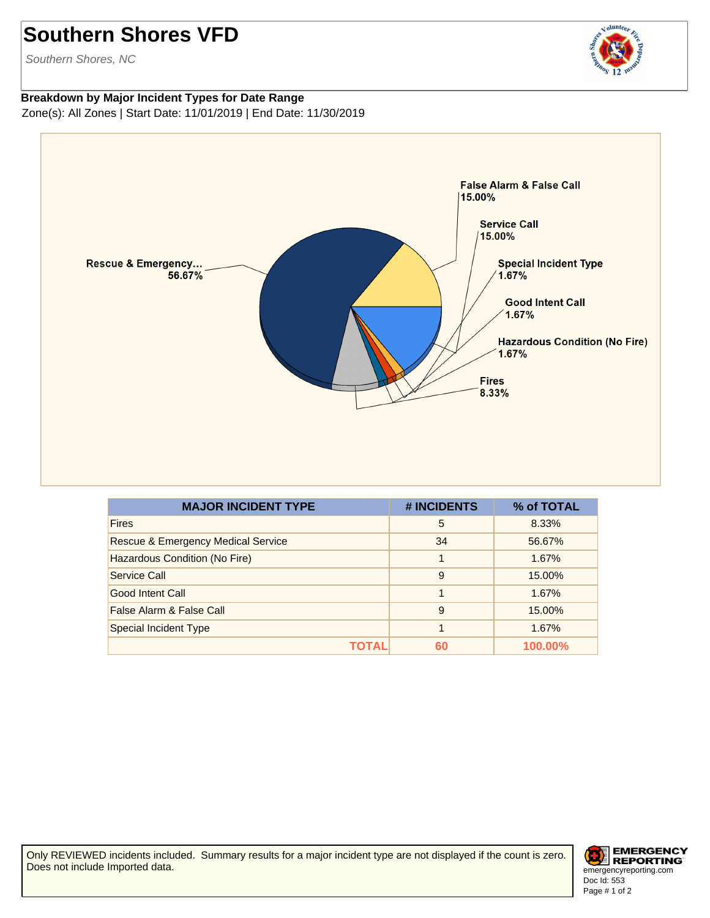# Southern Shores VFD

*Southern Shores, NC*

**Breakdown by Major Incident Types for Date Range**

Zone(s): All Zones | Start Date: 11/01/2019 | End Date: 11/30/2019

False Alarm & False Call 15.00%
Service Call 15.00%
Special Incident Type 1.67%
Good Intent Call 1.67%
Hazardous Condition (No Fire) 1.67%
Fires 8.33%
Rescue & Emergency... 56.67%

| MAJOR INCIDENT TYPE | # INCIDENTS | % of TOTAL |
|---|---|---|
| Fires | 5 | 8.33% |
| Rescue & Emergency Medical Service | 34 | 56.67% |
| Hazardous Condition (No Fire) | 1 | 1.67% |
| Service Call | 9 | 15.00% |
| Good Intent Call | 1 | 1.67% |
| False Alarm & False Call | 9 | 15.00% |
| Special Incident Type | 1 | 1.67% |
| **TOTAL** | **60** | **100.00%** |

Only REVIEWED incidents included. Summary results for a major incident type are not displayed if the count is zero. Does not include Imported data.

EMERGENCY REPORTING
emergencyreporting.com
Doc Id: 553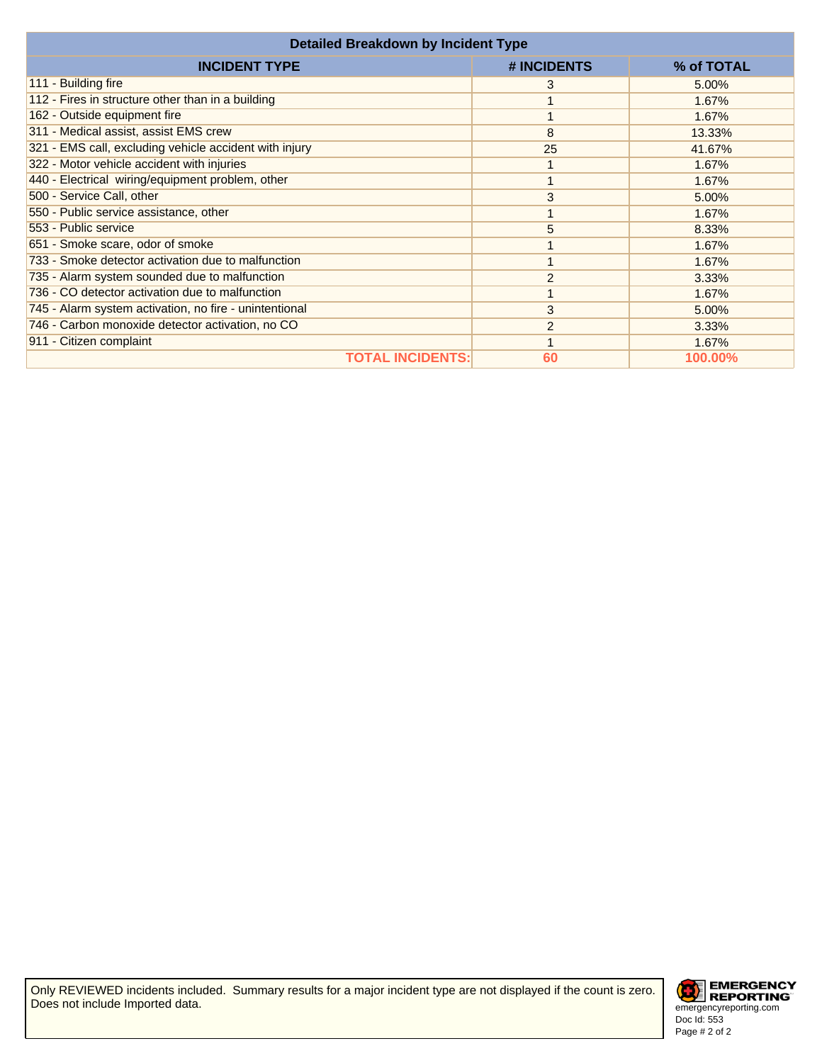## Detailed Breakdown by Incident Type

| INCIDENT TYPE | # INCIDENTS | % of TOTAL |
|---|---|---|
| 111 - Building fire | 3 | 5.00% |
| 112 - Fires in structure other than in a building | 1 | 1.67% |
| 162 - Outside equipment fire | 1 | 1.67% |
| 311 - Medical assist, assist EMS crew | 8 | 13.33% |
| 321 - EMS call, excluding vehicle accident with injury | 25 | 41.67% |
| 322 - Motor vehicle accident with injuries | 1 | 1.67% |
| 440 - Electrical wiring/equipment problem, other | 1 | 1.67% |
| 500 - Service Call, other | 3 | 5.00% |
| 550 - Public service assistance, other | 1 | 1.67% |
| 553 - Public service | 5 | 8.33% |
| 651 - Smoke scare, odor of smoke | 1 | 1.67% |
| 733 - Smoke detector activation due to malfunction | 1 | 1.67% |
| 735 - Alarm system sounded due to malfunction | 2 | 3.33% |
| 736 - CO detector activation due to malfunction | 1 | 1.67% |
| 745 - Alarm system activation, no fire - unintentional | 3 | 5.00% |
| 746 - Carbon monoxide detector activation, no CO | 2 | 3.33% |
| 911 - Citizen complaint | 1 | 1.67% |
| **TOTAL INCIDENTS:** | **60** | **100.00%** |

Only REVIEWED incidents included. Summary results for a major incident type are not displayed if the count is zero. Does not include Imported data.

EMERGENCY REPORTING
emergencyreporting.com
Doc Id: 553